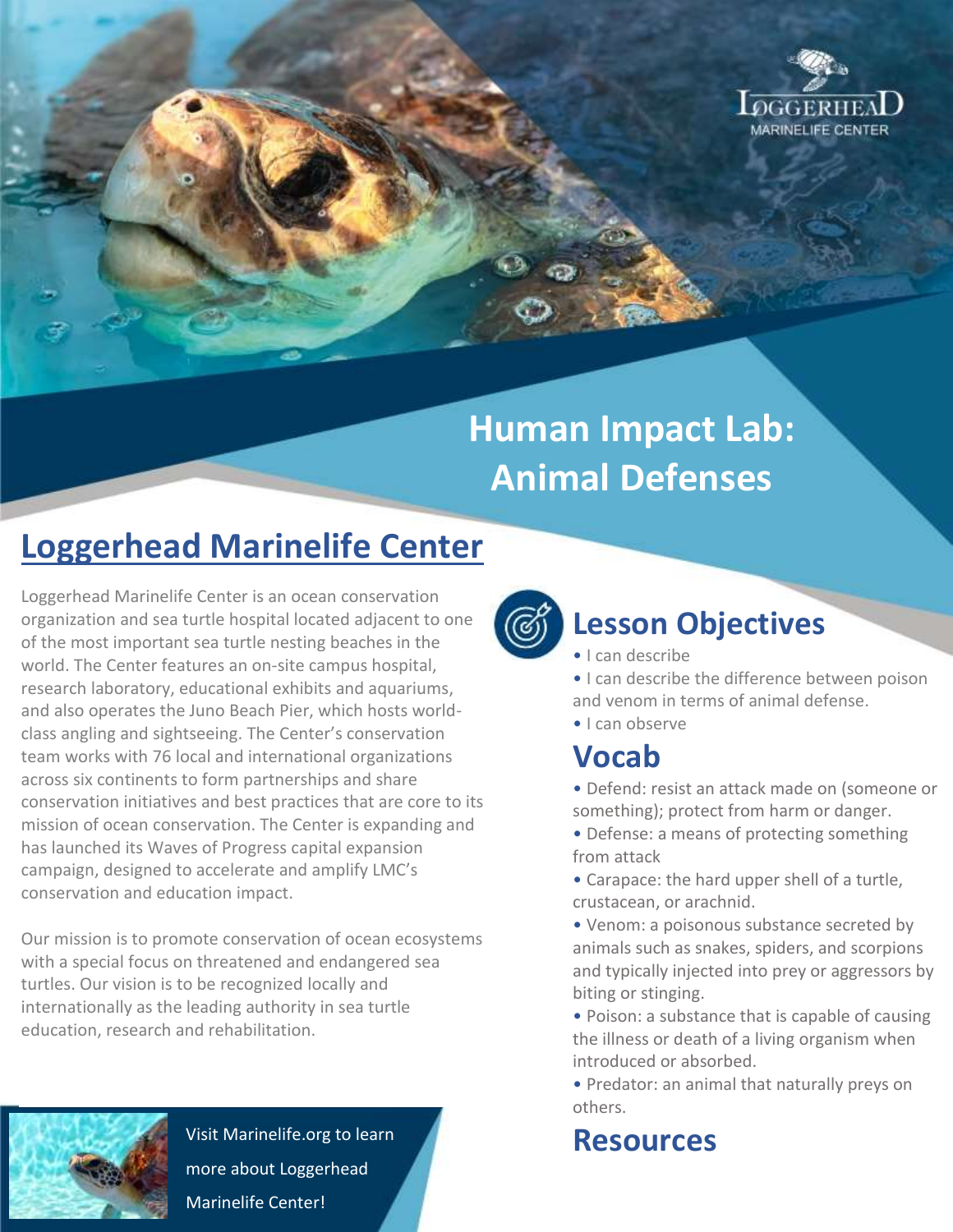# Human Impact Lab: Animal Defenses

## Loggerhead Marinelife Center

Loggerhead Marinelife Center is an ocean conservation organization and sea turtle hospital located adjacent to one of the most important sea turtle nesting beaches in the world. The Center features an on-site campus hospital, research laboratory, educational exhibits and aquariums, and also operates the Juno Beach Pier, which hosts world-class angling and sightseeing. The Center's conservation team works with 76 local and international organizations across six continents to form partnerships and share conservation initiatives and best practices that are core to its mission of ocean conservation. The Center is expanding and has launched its Waves of Progress capital expansion campaign, designed to accelerate and amplify LMC's conservation and education impact.

Our mission is to promote conservation of ocean ecosystems with a special focus on threatened and endangered sea turtles. Our vision is to be recognized locally and internationally as the leading authority in sea turtle education, research and rehabilitation.

Visit Marinelife.org to learn more about Loggerhead Marinelife Center!

## Lesson Objectives

- I can describe
- I can describe the difference between poison and venom in terms of animal defense.
- I can observe

## Vocab

- Defend: resist an attack made on (someone or something); protect from harm or danger.
- Defense: a means of protecting something from attack
- Carapace: the hard upper shell of a turtle, crustacean, or arachnid.
- Venom: a poisonous substance secreted by animals such as snakes, spiders, and scorpions and typically injected into prey or aggressors by biting or stinging.
- Poison: a substance that is capable of causing the illness or death of a living organism when introduced or absorbed.
- Predator: an animal that naturally preys on others.

## Resources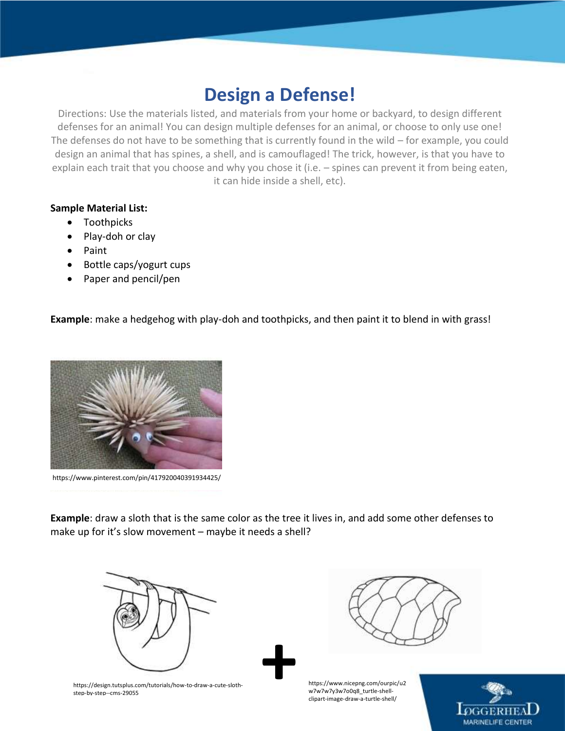# Design a Defense!

Directions: Use the materials listed, and materials from your home or backyard, to design different defenses for an animal! You can design multiple defenses for an animal, or choose to only use one! The defenses do not have to be something that is currently found in the wild – for example, you could design an animal that has spines, a shell, and is camouflaged! The trick, however, is that you have to explain each trait that you choose and why you chose it (i.e. – spines can prevent it from being eaten, it can hide inside a shell, etc).

**Sample Material List:**

- Toothpicks
- Play-doh or clay
- Paint
- Bottle caps/yogurt cups
- Paper and pencil/pen

**Example**: make a hedgehog with play-doh and toothpicks, and then paint it to blend in with grass!

https://www.pinterest.com/pin/417920040391934425/

**Example**: draw a sloth that is the same color as the tree it lives in, and add some other defenses to make up for it's slow movement – maybe it needs a shell?

https://design.tutsplus.com/tutorials/how-to-draw-a-cute-sloth-step-by-step--cms-29055

https://www.nicepng.com/ourpic/u2w7w7w7y3w7o0q8_turtle-shell-clipart-image-draw-a-turtle-shell/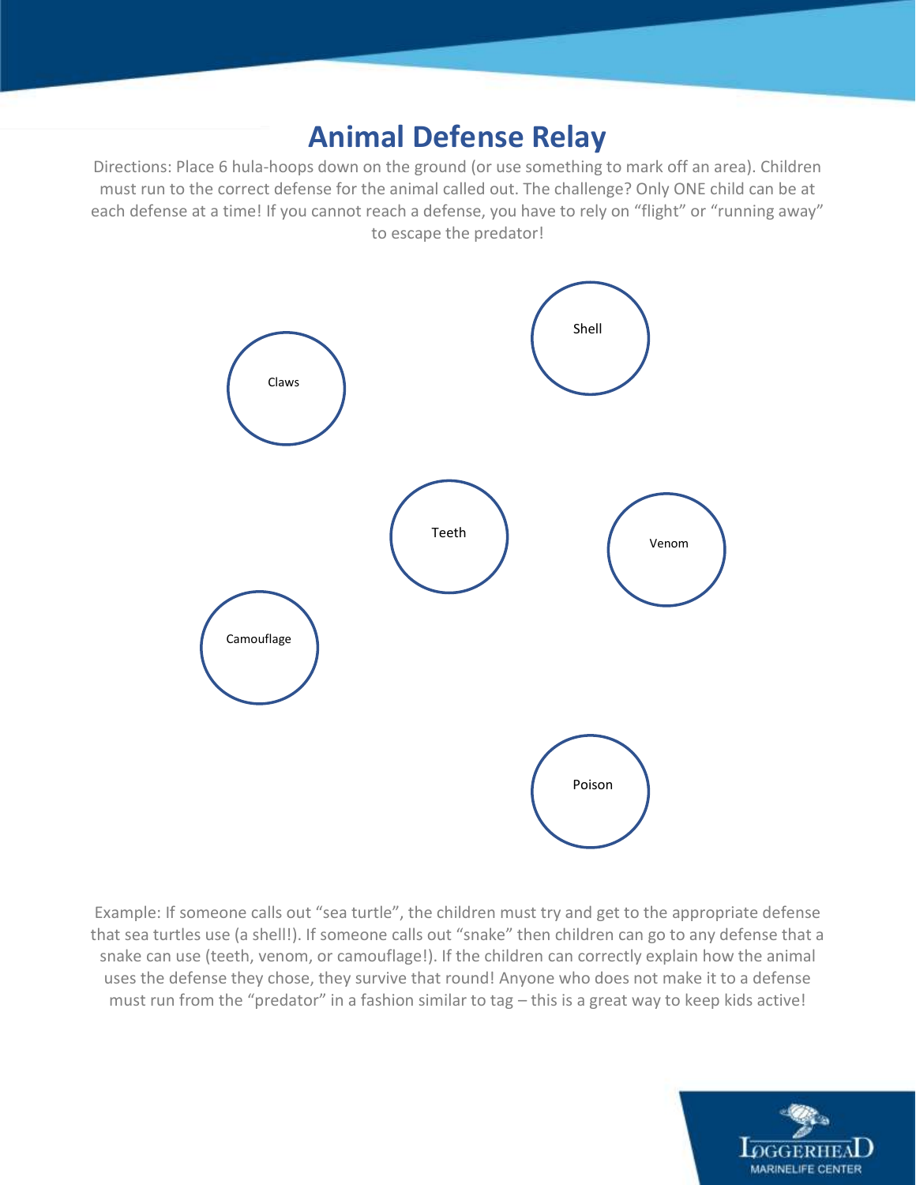# Animal Defense Relay

Directions: Place 6 hula-hoops down on the ground (or use something to mark off an area). Children must run to the correct defense for the animal called out. The challenge? Only ONE child can be at each defense at a time! If you cannot reach a defense, you have to rely on "flight" or "running away" to escape the predator!

Shell

Claws

Teeth

Venom

Camouflage

Poison

Example: If someone calls out "sea turtle", the children must try and get to the appropriate defense that sea turtles use (a shell!). If someone calls out "snake" then children can go to any defense that a snake can use (teeth, venom, or camouflage!). If the children can correctly explain how the animal uses the defense they chose, they survive that round! Anyone who does not make it to a defense must run from the "predator" in a fashion similar to tag – this is a great way to keep kids active!

LOGGERHEAD MARINELIFE CENTER